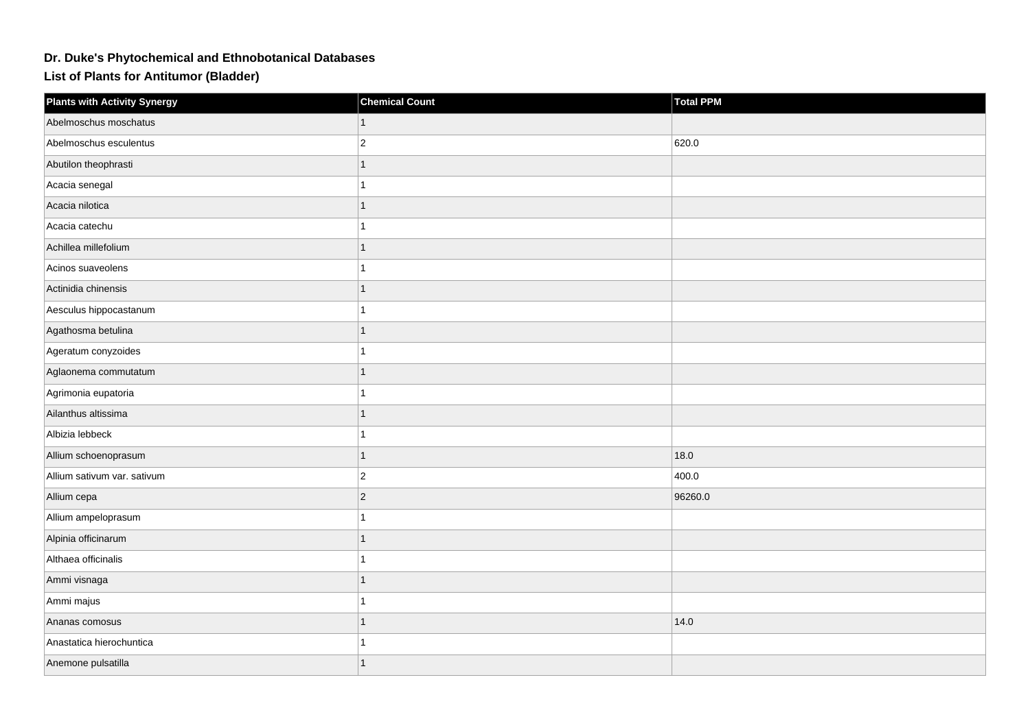# Dr. Duke's Phytochemical and Ethnobotanical Databases

## List of Plants for Antitumor (Bladder)

| Plants with Activity Synergy | Chemical Count | Total PPM |
| --- | --- | --- |
| Abelmoschus moschatus | 1 | |
| Abelmoschus esculentus | 2 | 620.0 |
| Abutilon theophrasti | 1 | |
| Acacia senegal | 1 | |
| Acacia nilotica | 1 | |
| Acacia catechu | 1 | |
| Achillea millefolium | 1 | |
| Acinos suaveolens | 1 | |
| Actinidia chinensis | 1 | |
| Aesculus hippocastanum | 1 | |
| Agathosma betulina | 1 | |
| Ageratum conyzoides | 1 | |
| Aglaonema commutatum | 1 | |
| Agrimonia eupatoria | 1 | |
| Ailanthus altissima | 1 | |
| Albizia lebbeck | 1 | |
| Allium schoenoprasum | 1 | 18.0 |
| Allium sativum var. sativum | 2 | 400.0 |
| Allium cepa | 2 | 96260.0 |
| Allium ampeloprasum | 1 | |
| Alpinia officinarum | 1 | |
| Althaea officinalis | 1 | |
| Ammi visnaga | 1 | |
| Ammi majus | 1 | |
| Ananas comosus | 1 | 14.0 |
| Anastatica hierochuntica | 1 | |
| Anemone pulsatilla | 1 | |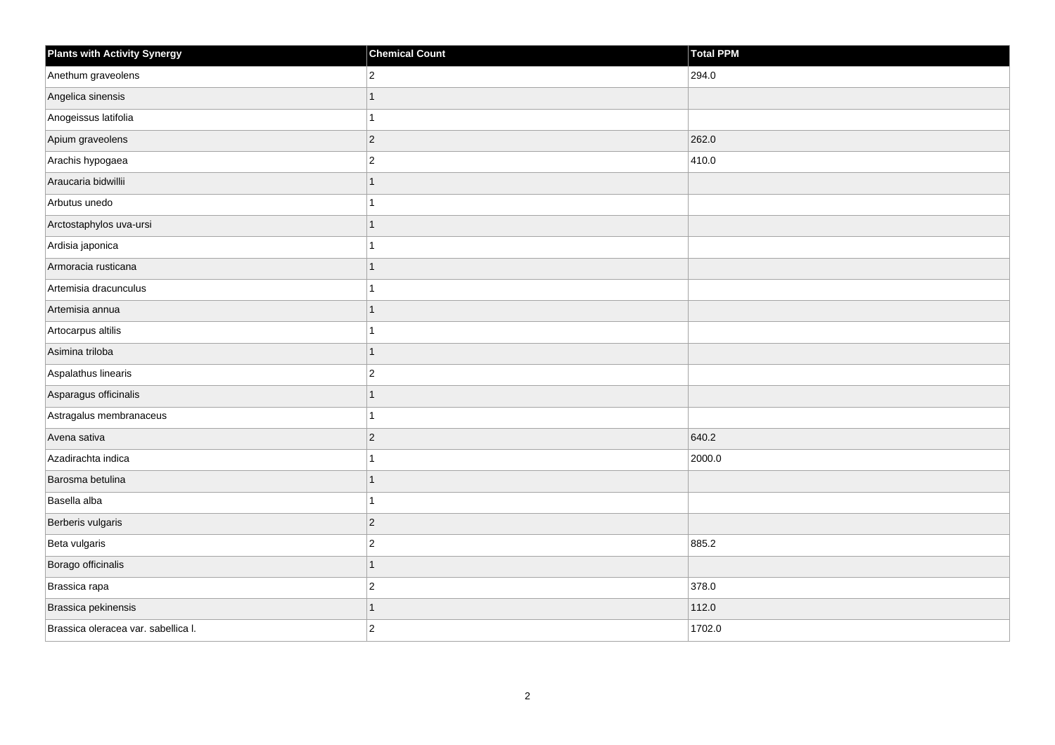| Plants with Activity Synergy | Chemical Count | Total PPM |
| --- | --- | --- |
| Anethum graveolens | 2 | 294.0 |
| Angelica sinensis | 1 | |
| Anogeissus latifolia | 1 | |
| Apium graveolens | 2 | 262.0 |
| Arachis hypogaea | 2 | 410.0 |
| Araucaria bidwillii | 1 | |
| Arbutus unedo | 1 | |
| Arctostaphylos uva-ursi | 1 | |
| Ardisia japonica | 1 | |
| Armoracia rusticana | 1 | |
| Artemisia dracunculus | 1 | |
| Artemisia annua | 1 | |
| Artocarpus altilis | 1 | |
| Asimina triloba | 1 | |
| Aspalathus linearis | 2 | |
| Asparagus officinalis | 1 | |
| Astragalus membranaceus | 1 | |
| Avena sativa | 2 | 640.2 |
| Azadirachta indica | 1 | 2000.0 |
| Barosma betulina | 1 | |
| Basella alba | 1 | |
| Berberis vulgaris | 2 | |
| Beta vulgaris | 2 | 885.2 |
| Borago officinalis | 1 | |
| Brassica rapa | 2 | 378.0 |
| Brassica pekinensis | 1 | 112.0 |
| Brassica oleracea var. sabellica l. | 2 | 1702.0 |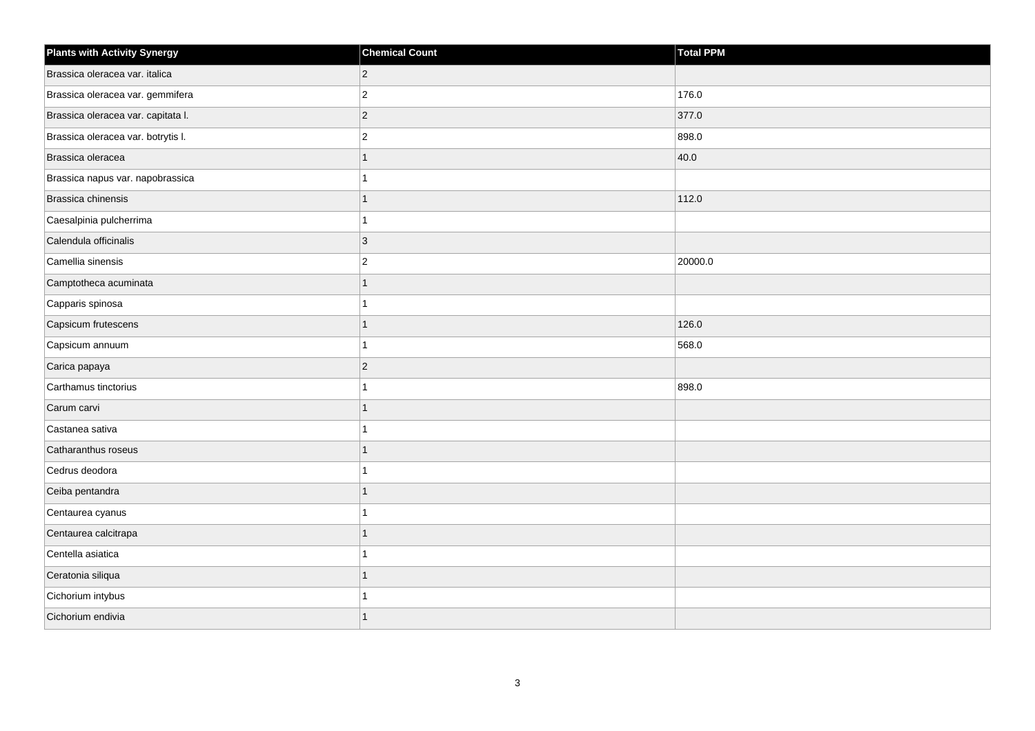| Plants with Activity Synergy | Chemical Count | Total PPM |
| --- | --- | --- |
| Brassica oleracea var. italica | 2 | |
| Brassica oleracea var. gemmifera | 2 | 176.0 |
| Brassica oleracea var. capitata l. | 2 | 377.0 |
| Brassica oleracea var. botrytis l. | 2 | 898.0 |
| Brassica oleracea | 1 | 40.0 |
| Brassica napus var. napobrassica | 1 | |
| Brassica chinensis | 1 | 112.0 |
| Caesalpinia pulcherrima | 1 | |
| Calendula officinalis | 3 | |
| Camellia sinensis | 2 | 20000.0 |
| Camptotheca acuminata | 1 | |
| Capparis spinosa | 1 | |
| Capsicum frutescens | 1 | 126.0 |
| Capsicum annuum | 1 | 568.0 |
| Carica papaya | 2 | |
| Carthamus tinctorius | 1 | 898.0 |
| Carum carvi | 1 | |
| Castanea sativa | 1 | |
| Catharanthus roseus | 1 | |
| Cedrus deodora | 1 | |
| Ceiba pentandra | 1 | |
| Centaurea cyanus | 1 | |
| Centaurea calcitrapa | 1 | |
| Centella asiatica | 1 | |
| Ceratonia siliqua | 1 | |
| Cichorium intybus | 1 | |
| Cichorium endivia | 1 | |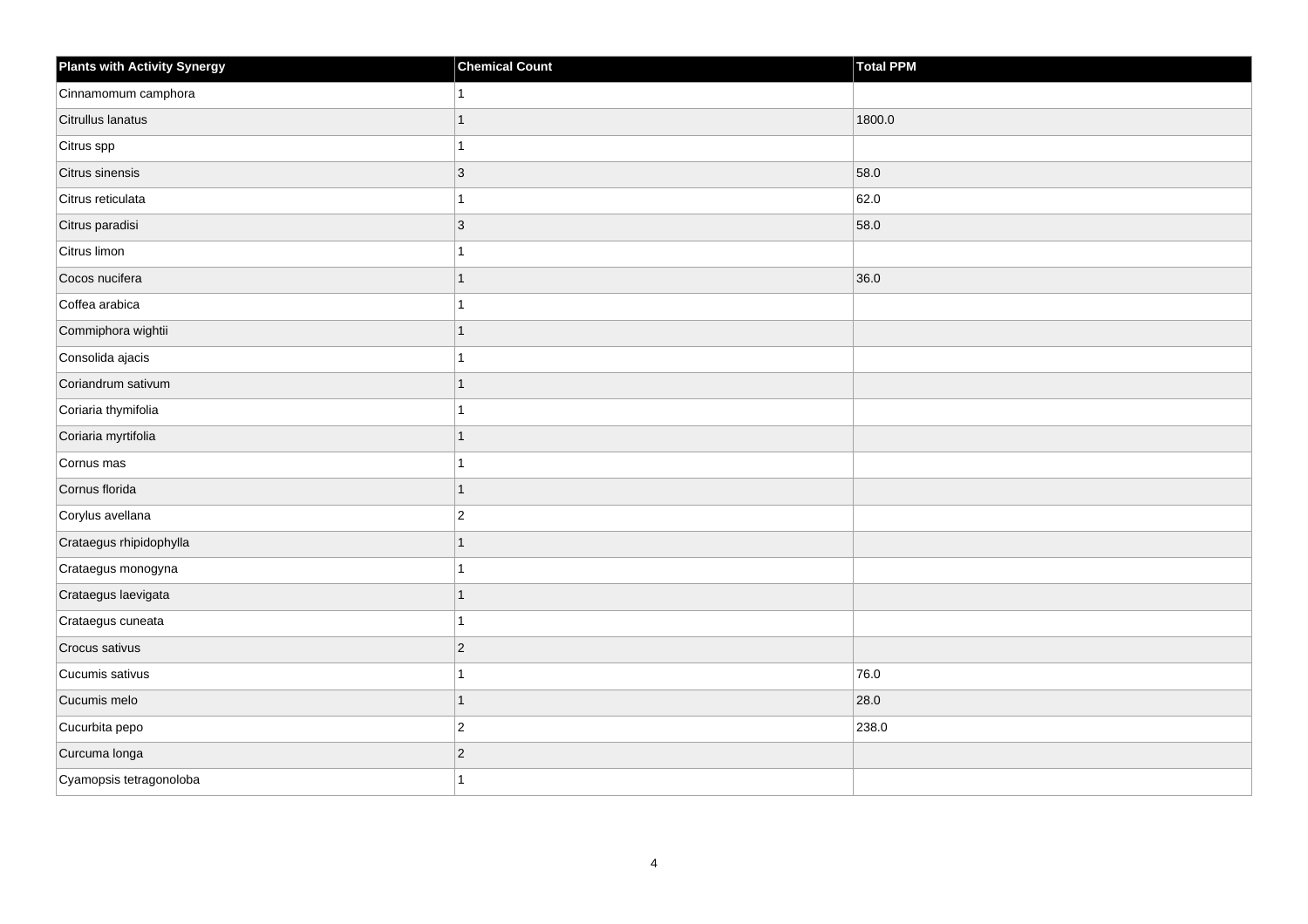| Plants with Activity Synergy | Chemical Count | Total PPM |
| --- | --- | --- |
| Cinnamomum camphora | 1 | |
| Citrullus lanatus | 1 | 1800.0 |
| Citrus spp | 1 | |
| Citrus sinensis | 3 | 58.0 |
| Citrus reticulata | 1 | 62.0 |
| Citrus paradisi | 3 | 58.0 |
| Citrus limon | 1 | |
| Cocos nucifera | 1 | 36.0 |
| Coffea arabica | 1 | |
| Commiphora wightii | 1 | |
| Consolida ajacis | 1 | |
| Coriandrum sativum | 1 | |
| Coriaria thymifolia | 1 | |
| Coriaria myrtifolia | 1 | |
| Cornus mas | 1 | |
| Cornus florida | 1 | |
| Corylus avellana | 2 | |
| Crataegus rhipidophylla | 1 | |
| Crataegus monogyna | 1 | |
| Crataegus laevigata | 1 | |
| Crataegus cuneata | 1 | |
| Crocus sativus | 2 | |
| Cucumis sativus | 1 | 76.0 |
| Cucumis melo | 1 | 28.0 |
| Cucurbita pepo | 2 | 238.0 |
| Curcuma longa | 2 | |
| Cyamopsis tetragonoloba | 1 | |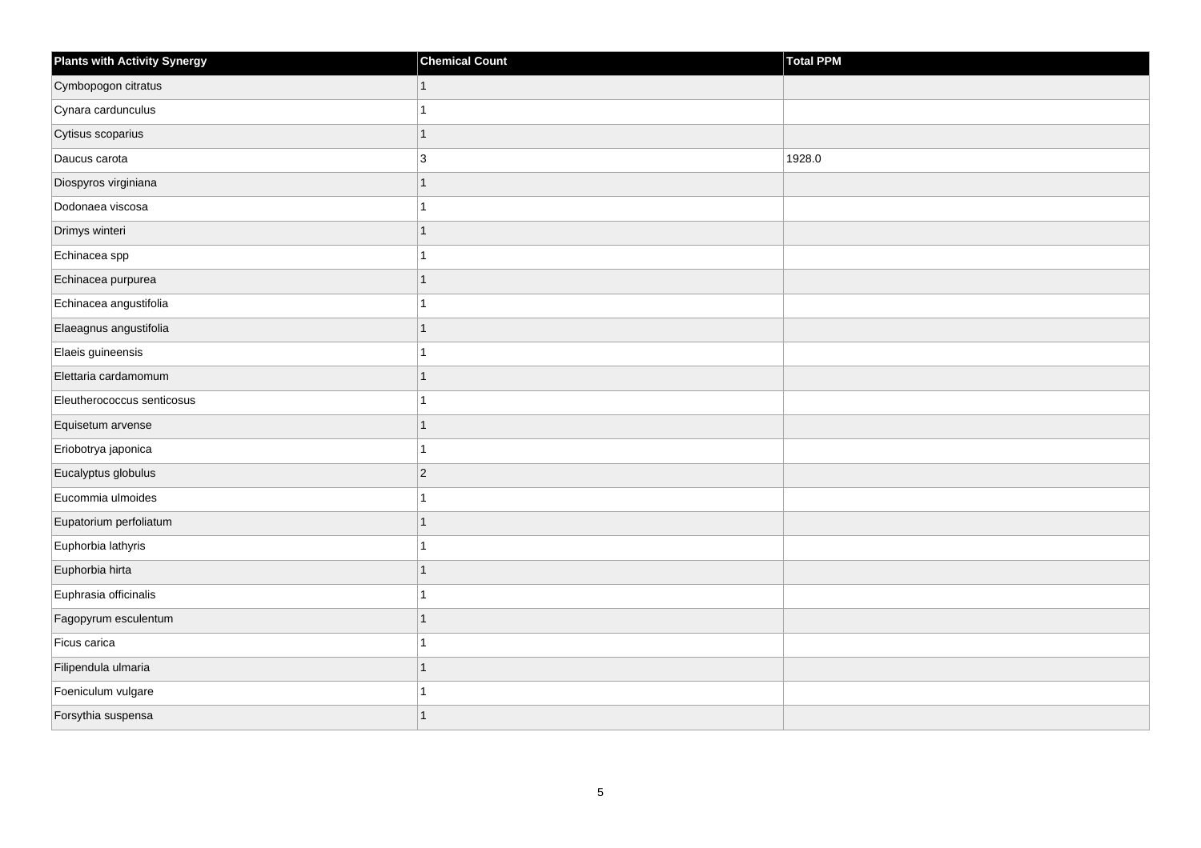| Plants with Activity Synergy | Chemical Count | Total PPM |
| --- | --- | --- |
| Cymbopogon citratus | 1 | |
| Cynara cardunculus | 1 | |
| Cytisus scoparius | 1 | |
| Daucus carota | 3 | 1928.0 |
| Diospyros virginiana | 1 | |
| Dodonaea viscosa | 1 | |
| Drimys winteri | 1 | |
| Echinacea spp | 1 | |
| Echinacea purpurea | 1 | |
| Echinacea angustifolia | 1 | |
| Elaeagnus angustifolia | 1 | |
| Elaeis guineensis | 1 | |
| Elettaria cardamomum | 1 | |
| Eleutherococcus senticosus | 1 | |
| Equisetum arvense | 1 | |
| Eriobotrya japonica | 1 | |
| Eucalyptus globulus | 2 | |
| Eucommia ulmoides | 1 | |
| Eupatorium perfoliatum | 1 | |
| Euphorbia lathyris | 1 | |
| Euphorbia hirta | 1 | |
| Euphrasia officinalis | 1 | |
| Fagopyrum esculentum | 1 | |
| Ficus carica | 1 | |
| Filipendula ulmaria | 1 | |
| Foeniculum vulgare | 1 | |
| Forsythia suspensa | 1 | |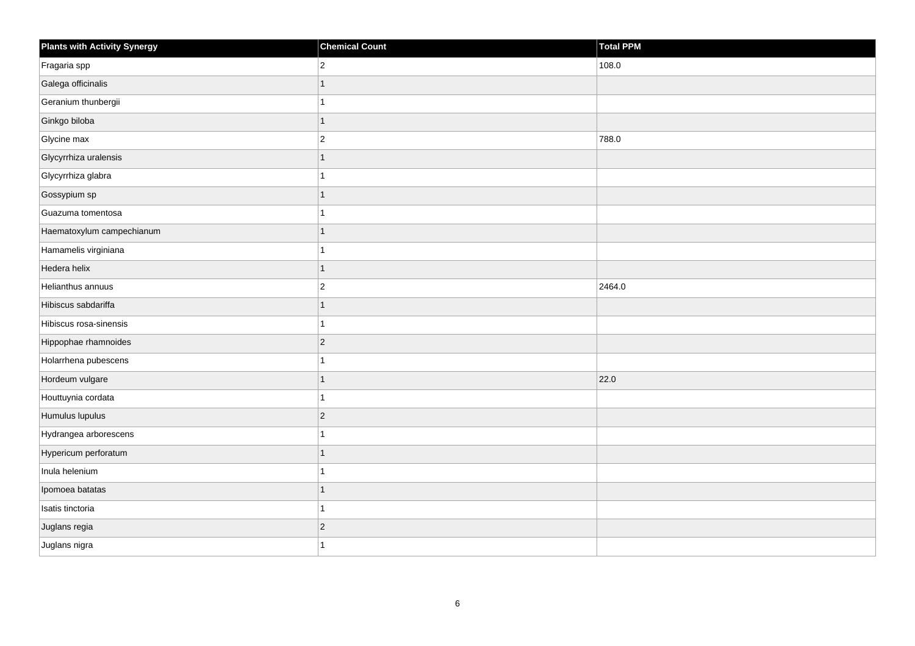| Plants with Activity Synergy | Chemical Count | Total PPM |
|---|---|---|
| Fragaria spp | 2 | 108.0 |
| Galega officinalis | 1 | |
| Geranium thunbergii | 1 | |
| Ginkgo biloba | 1 | |
| Glycine max | 2 | 788.0 |
| Glycyrrhiza uralensis | 1 | |
| Glycyrrhiza glabra | 1 | |
| Gossypium sp | 1 | |
| Guazuma tomentosa | 1 | |
| Haematoxylum campechianum | 1 | |
| Hamamelis virginiana | 1 | |
| Hedera helix | 1 | |
| Helianthus annuus | 2 | 2464.0 |
| Hibiscus sabdariffa | 1 | |
| Hibiscus rosa-sinensis | 1 | |
| Hippophae rhamnoides | 2 | |
| Holarrhena pubescens | 1 | |
| Hordeum vulgare | 1 | 22.0 |
| Houttuynia cordata | 1 | |
| Humulus lupulus | 2 | |
| Hydrangea arborescens | 1 | |
| Hypericum perforatum | 1 | |
| Inula helenium | 1 | |
| Ipomoea batatas | 1 | |
| Isatis tinctoria | 1 | |
| Juglans regia | 2 | |
| Juglans nigra | 1 | |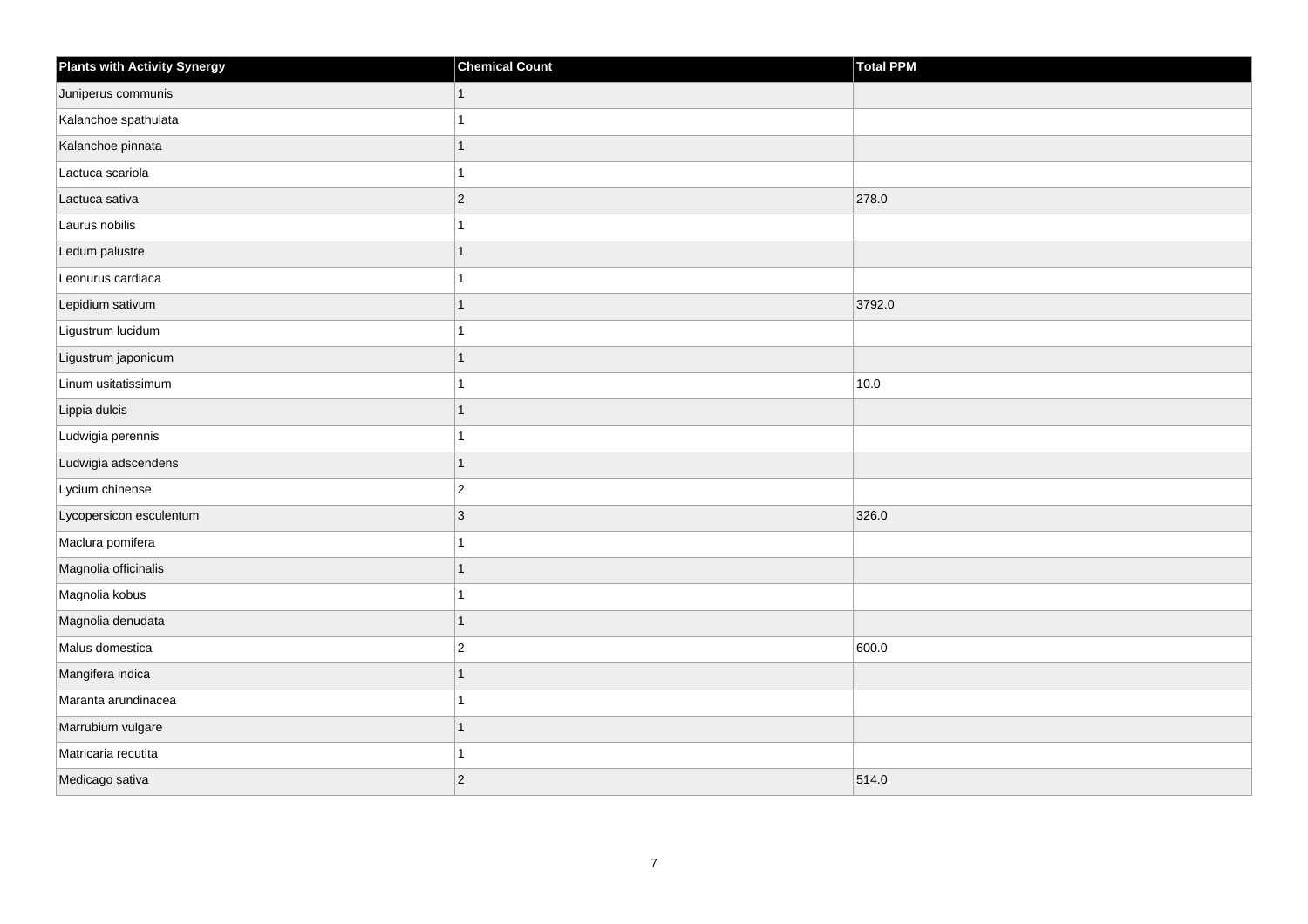| Plants with Activity Synergy | Chemical Count | Total PPM |
| --- | --- | --- |
| Juniperus communis | 1 | |
| Kalanchoe spathulata | 1 | |
| Kalanchoe pinnata | 1 | |
| Lactuca scariola | 1 | |
| Lactuca sativa | 2 | 278.0 |
| Laurus nobilis | 1 | |
| Ledum palustre | 1 | |
| Leonurus cardiaca | 1 | |
| Lepidium sativum | 1 | 3792.0 |
| Ligustrum lucidum | 1 | |
| Ligustrum japonicum | 1 | |
| Linum usitatissimum | 1 | 10.0 |
| Lippia dulcis | 1 | |
| Ludwigia perennis | 1 | |
| Ludwigia adscendens | 1 | |
| Lycium chinense | 2 | |
| Lycopersicon esculentum | 3 | 326.0 |
| Maclura pomifera | 1 | |
| Magnolia officinalis | 1 | |
| Magnolia kobus | 1 | |
| Magnolia denudata | 1 | |
| Malus domestica | 2 | 600.0 |
| Mangifera indica | 1 | |
| Maranta arundinacea | 1 | |
| Marrubium vulgare | 1 | |
| Matricaria recutita | 1 | |
| Medicago sativa | 2 | 514.0 |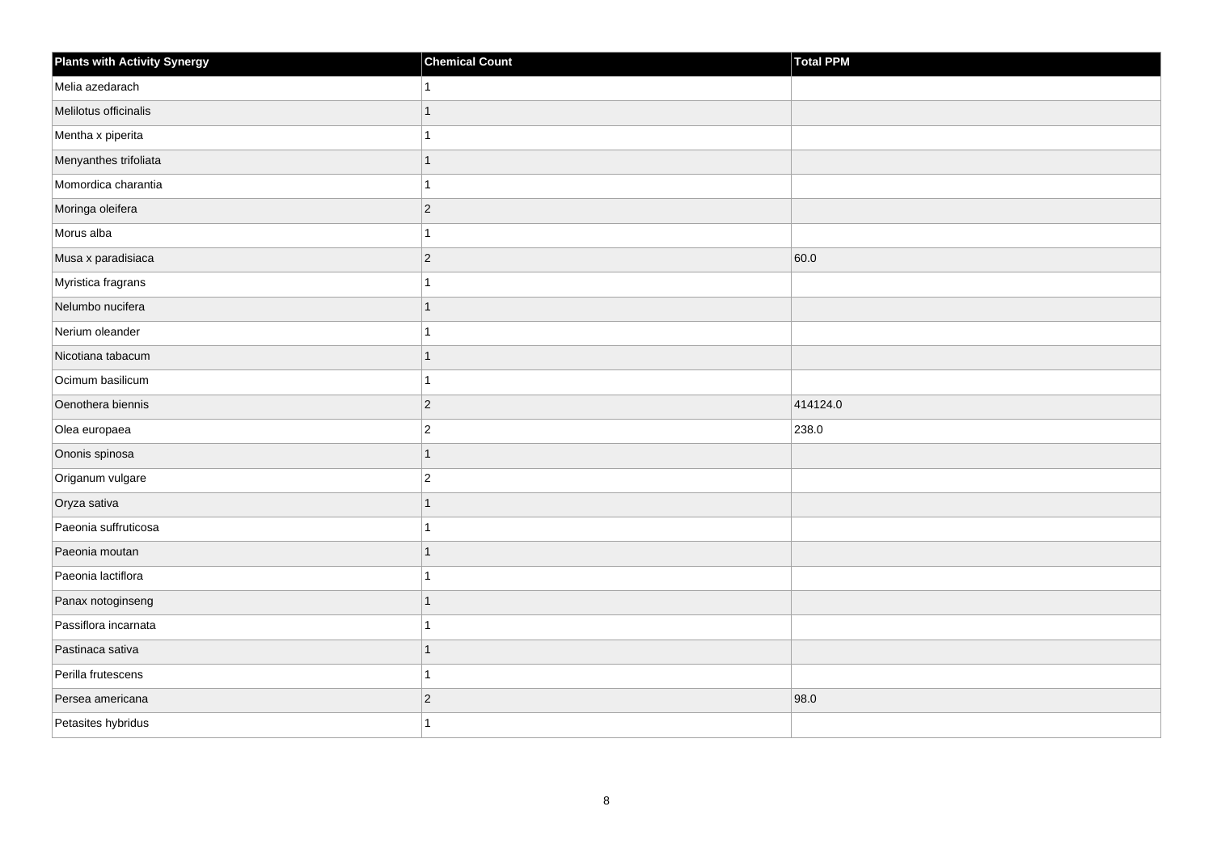| Plants with Activity Synergy | Chemical Count | Total PPM |
|---|---|---|
| Melia azedarach | 1 | |
| Melilotus officinalis | 1 | |
| Mentha x piperita | 1 | |
| Menyanthes trifoliata | 1 | |
| Momordica charantia | 1 | |
| Moringa oleifera | 2 | |
| Morus alba | 1 | |
| Musa x paradisiaca | 2 | 60.0 |
| Myristica fragrans | 1 | |
| Nelumbo nucifera | 1 | |
| Nerium oleander | 1 | |
| Nicotiana tabacum | 1 | |
| Ocimum basilicum | 1 | |
| Oenothera biennis | 2 | 414124.0 |
| Olea europaea | 2 | 238.0 |
| Ononis spinosa | 1 | |
| Origanum vulgare | 2 | |
| Oryza sativa | 1 | |
| Paeonia suffruticosa | 1 | |
| Paeonia moutan | 1 | |
| Paeonia lactiflora | 1 | |
| Panax notoginseng | 1 | |
| Passiflora incarnata | 1 | |
| Pastinaca sativa | 1 | |
| Perilla frutescens | 1 | |
| Persea americana | 2 | 98.0 |
| Petasites hybridus | 1 | |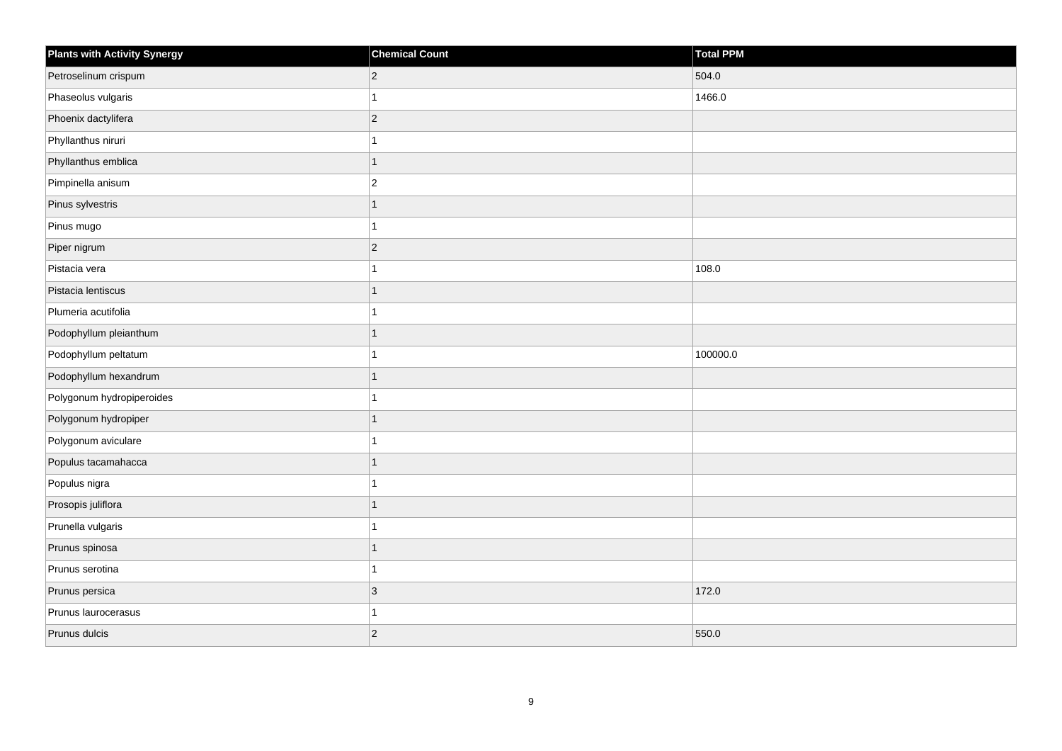| Plants with Activity Synergy | Chemical Count | Total PPM |
| --- | --- | --- |
| Petroselinum crispum | 2 | 504.0 |
| Phaseolus vulgaris | 1 | 1466.0 |
| Phoenix dactylifera | 2 | |
| Phyllanthus niruri | 1 | |
| Phyllanthus emblica | 1 | |
| Pimpinella anisum | 2 | |
| Pinus sylvestris | 1 | |
| Pinus mugo | 1 | |
| Piper nigrum | 2 | |
| Pistacia vera | 1 | 108.0 |
| Pistacia lentiscus | 1 | |
| Plumeria acutifolia | 1 | |
| Podophyllum pleianthum | 1 | |
| Podophyllum peltatum | 1 | 100000.0 |
| Podophyllum hexandrum | 1 | |
| Polygonum hydropiperoides | 1 | |
| Polygonum hydropiper | 1 | |
| Polygonum aviculare | 1 | |
| Populus tacamahacca | 1 | |
| Populus nigra | 1 | |
| Prosopis juliflora | 1 | |
| Prunella vulgaris | 1 | |
| Prunus spinosa | 1 | |
| Prunus serotina | 1 | |
| Prunus persica | 3 | 172.0 |
| Prunus laurocerasus | 1 | |
| Prunus dulcis | 2 | 550.0 |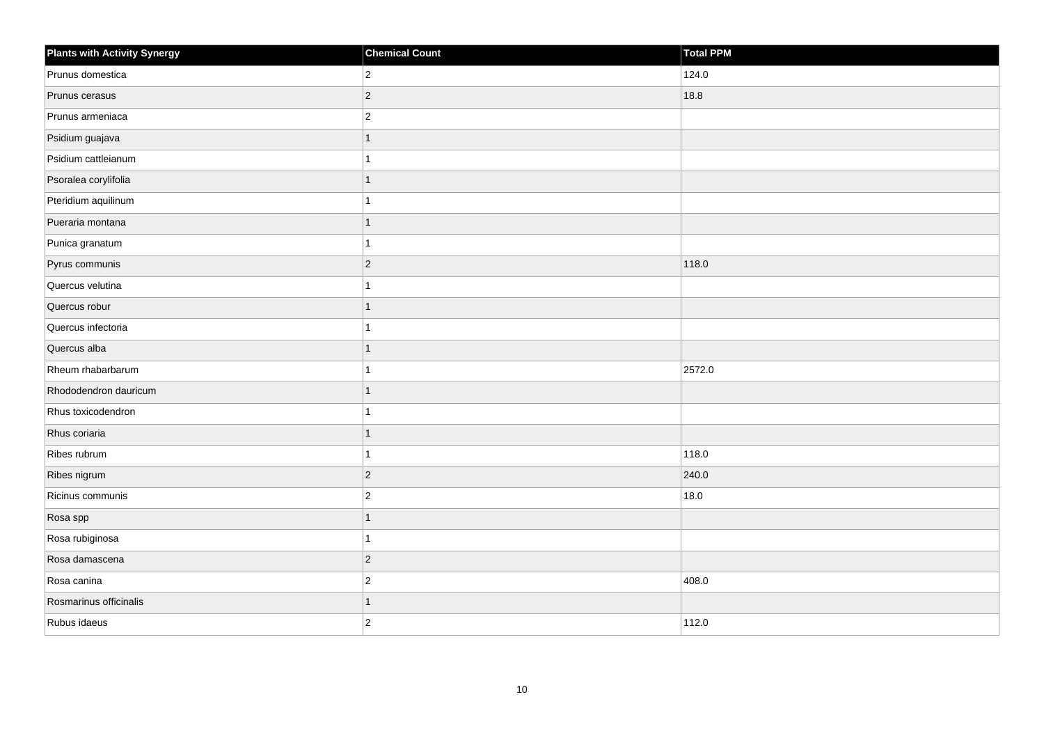| Plants with Activity Synergy | Chemical Count | Total PPM |
|---|---|---|
| Prunus domestica | 2 | 124.0 |
| Prunus cerasus | 2 | 18.8 |
| Prunus armeniaca | 2 | |
| Psidium guajava | 1 | |
| Psidium cattleianum | 1 | |
| Psoralea corylifolia | 1 | |
| Pteridium aquilinum | 1 | |
| Pueraria montana | 1 | |
| Punica granatum | 1 | |
| Pyrus communis | 2 | 118.0 |
| Quercus velutina | 1 | |
| Quercus robur | 1 | |
| Quercus infectoria | 1 | |
| Quercus alba | 1 | |
| Rheum rhabarbarum | 1 | 2572.0 |
| Rhododendron dauricum | 1 | |
| Rhus toxicodendron | 1 | |
| Rhus coriaria | 1 | |
| Ribes rubrum | 1 | 118.0 |
| Ribes nigrum | 2 | 240.0 |
| Ricinus communis | 2 | 18.0 |
| Rosa spp | 1 | |
| Rosa rubiginosa | 1 | |
| Rosa damascena | 2 | |
| Rosa canina | 2 | 408.0 |
| Rosmarinus officinalis | 1 | |
| Rubus idaeus | 2 | 112.0 |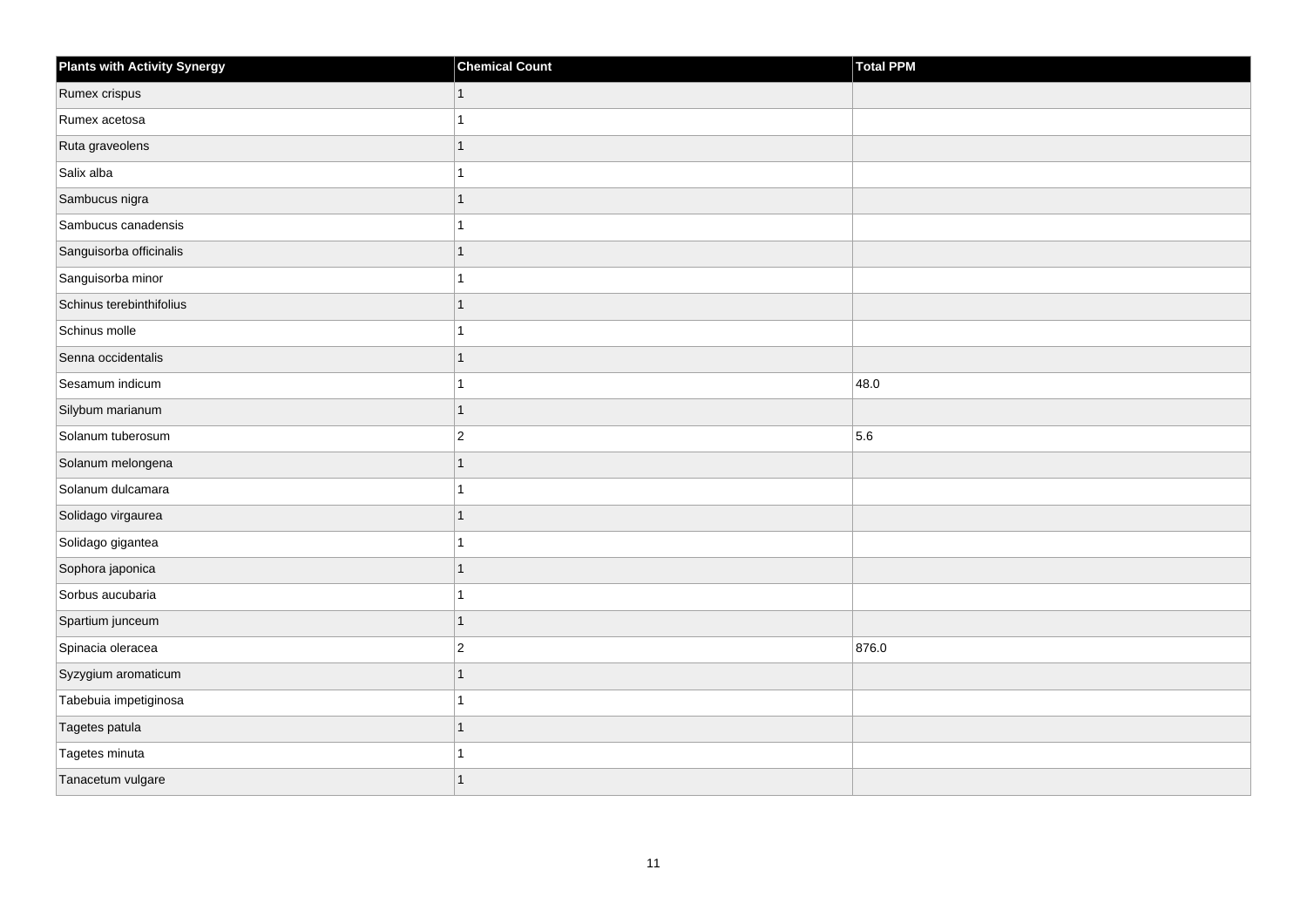| Plants with Activity Synergy | Chemical Count | Total PPM |
| --- | --- | --- |
| Rumex crispus | 1 | |
| Rumex acetosa | 1 | |
| Ruta graveolens | 1 | |
| Salix alba | 1 | |
| Sambucus nigra | 1 | |
| Sambucus canadensis | 1 | |
| Sanguisorba officinalis | 1 | |
| Sanguisorba minor | 1 | |
| Schinus terebinthifolius | 1 | |
| Schinus molle | 1 | |
| Senna occidentalis | 1 | |
| Sesamum indicum | 1 | 48.0 |
| Silybum marianum | 1 | |
| Solanum tuberosum | 2 | 5.6 |
| Solanum melongena | 1 | |
| Solanum dulcamara | 1 | |
| Solidago virgaurea | 1 | |
| Solidago gigantea | 1 | |
| Sophora japonica | 1 | |
| Sorbus aucubaria | 1 | |
| Spartium junceum | 1 | |
| Spinacia oleracea | 2 | 876.0 |
| Syzygium aromaticum | 1 | |
| Tabebuia impetiginosa | 1 | |
| Tagetes patula | 1 | |
| Tagetes minuta | 1 | |
| Tanacetum vulgare | 1 | |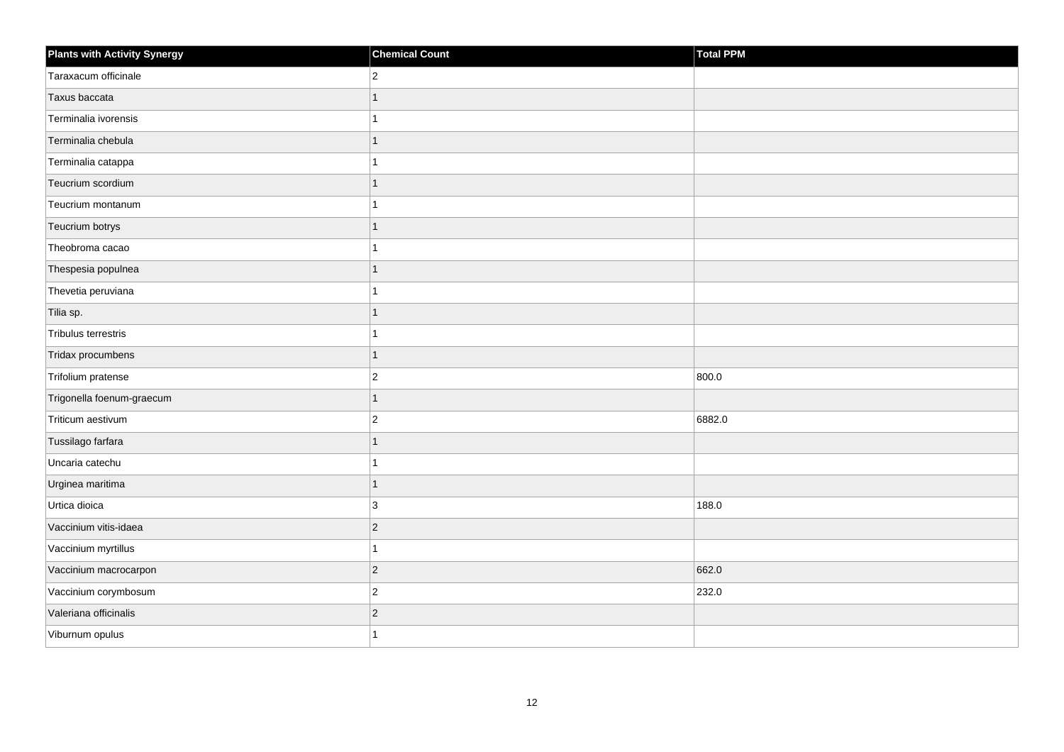| Plants with Activity Synergy | Chemical Count | Total PPM |
|---|---|---|
| Taraxacum officinale | 2 | |
| Taxus baccata | 1 | |
| Terminalia ivorensis | 1 | |
| Terminalia chebula | 1 | |
| Terminalia catappa | 1 | |
| Teucrium scordium | 1 | |
| Teucrium montanum | 1 | |
| Teucrium botrys | 1 | |
| Theobroma cacao | 1 | |
| Thespesia populnea | 1 | |
| Thevetia peruviana | 1 | |
| Tilia sp. | 1 | |
| Tribulus terrestris | 1 | |
| Tridax procumbens | 1 | |
| Trifolium pratense | 2 | 800.0 |
| Trigonella foenum-graecum | 1 | |
| Triticum aestivum | 2 | 6882.0 |
| Tussilago farfara | 1 | |
| Uncaria catechu | 1 | |
| Urginea maritima | 1 | |
| Urtica dioica | 3 | 188.0 |
| Vaccinium vitis-idaea | 2 | |
| Vaccinium myrtillus | 1 | |
| Vaccinium macrocarpon | 2 | 662.0 |
| Vaccinium corymbosum | 2 | 232.0 |
| Valeriana officinalis | 2 | |
| Viburnum opulus | 1 | |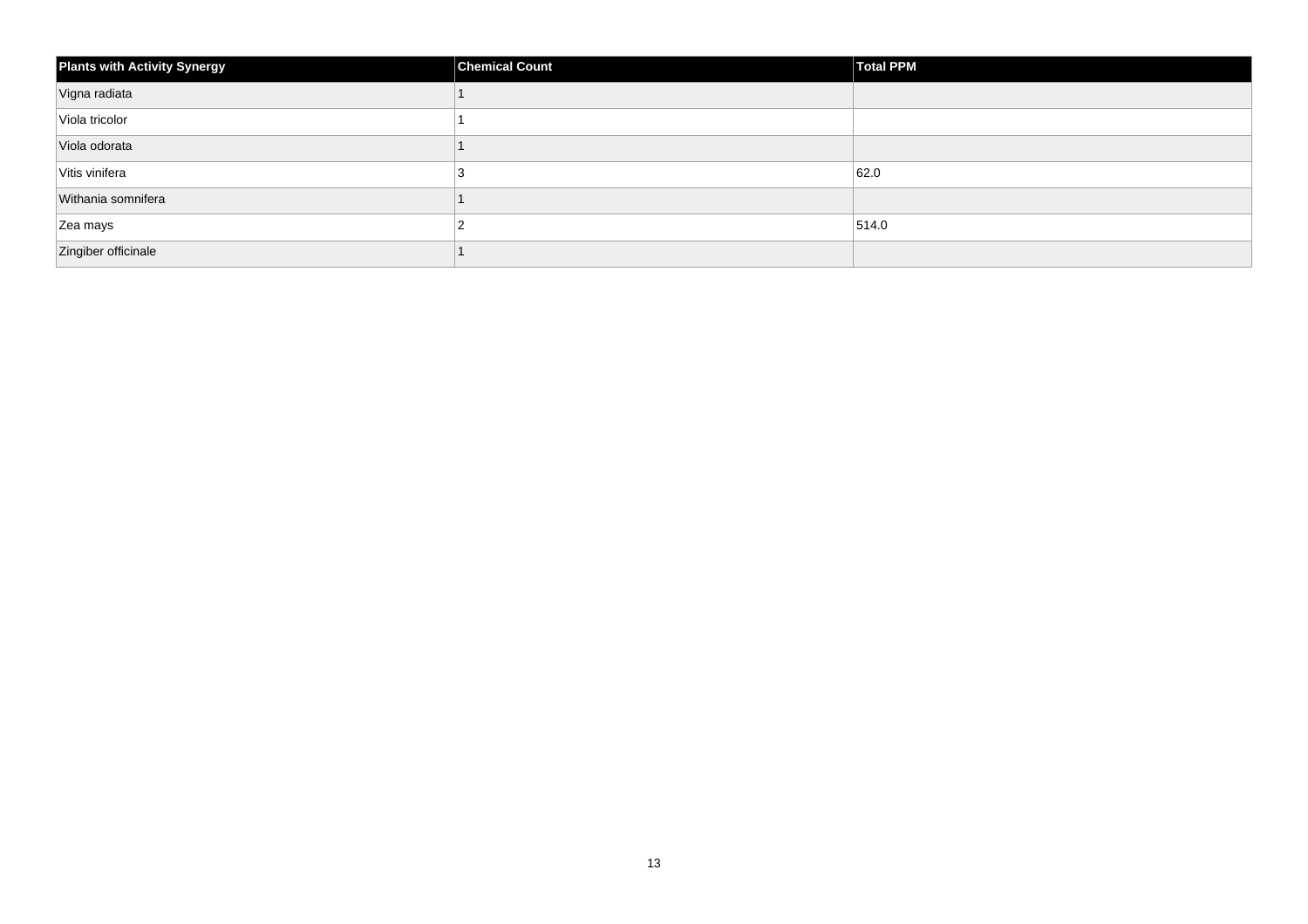| Plants with Activity Synergy | Chemical Count | Total PPM |
| --- | --- | --- |
| Vigna radiata | 1 | |
| Viola tricolor | 1 | |
| Viola odorata | 1 | |
| Vitis vinifera | 3 | 62.0 |
| Withania somnifera | 1 | |
| Zea mays | 2 | 514.0 |
| Zingiber officinale | 1 | |